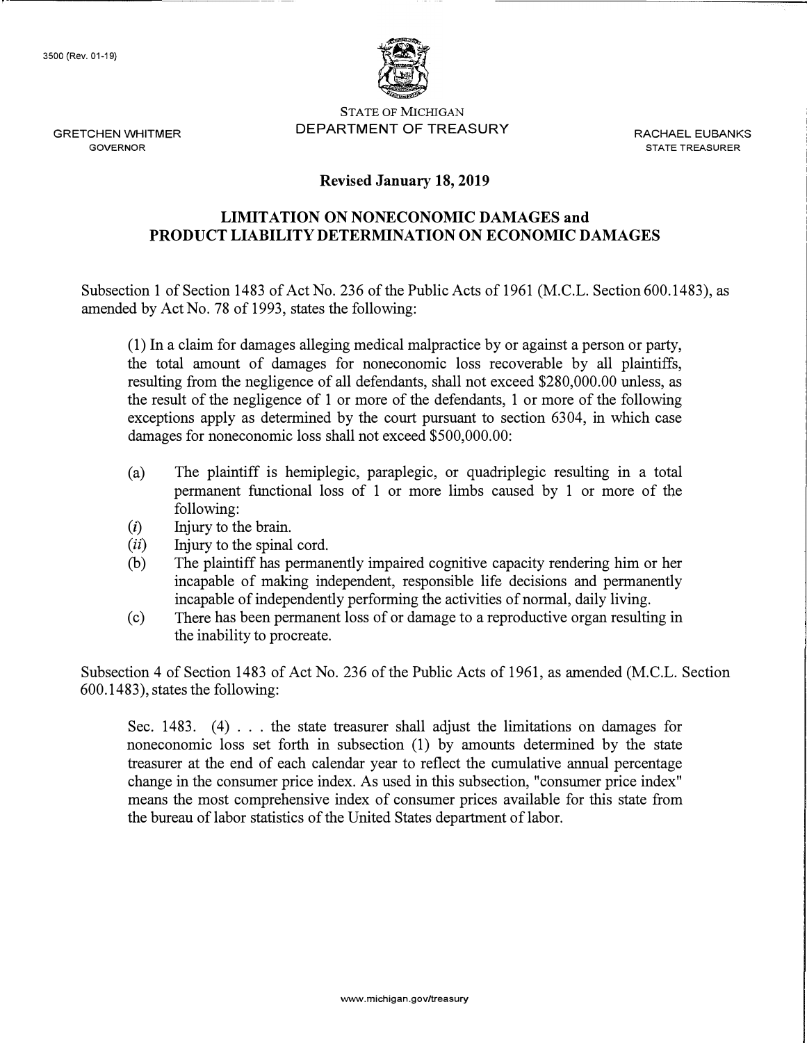3500 (Rev. 01-19)

STATE OF MICHIGAN
DEPARTMENT OF TREASURY

GRETCHEN WHITMER
GOVERNOR

RACHAEL EUBANKS
STATE TREASURER

**Revised January 18, 2019**

## LIMITATION ON NONECONOMIC DAMAGES and PRODUCT LIABILITY DETERMINATION ON ECONOMIC DAMAGES

Subsection 1 of Section 1483 of Act No. 236 of the Public Acts of 1961 (M.C.L. Section 600.1483), as amended by Act No. 78 of 1993, states the following:

> (1) In a claim for damages alleging medical malpractice by or against a person or party, the total amount of damages for noneconomic loss recoverable by all plaintiffs, resulting from the negligence of all defendants, shall not exceed $280,000.00 unless, as the result of the negligence of 1 or more of the defendants, 1 or more of the following exceptions apply as determined by the court pursuant to section 6304, in which case damages for noneconomic loss shall not exceed $500,000.00:
>
> (a) The plaintiff is hemiplegic, paraplegic, or quadriplegic resulting in a total permanent functional loss of 1 or more limbs caused by 1 or more of the following:
>
> (*i*) Injury to the brain.
>
> (*ii*) Injury to the spinal cord.
>
> (b) The plaintiff has permanently impaired cognitive capacity rendering him or her incapable of making independent, responsible life decisions and permanently incapable of independently performing the activities of normal, daily living.
>
> (c) There has been permanent loss of or damage to a reproductive organ resulting in the inability to procreate.

Subsection 4 of Section 1483 of Act No. 236 of the Public Acts of 1961, as amended (M.C.L. Section 600.1483), states the following:

> Sec. 1483. (4) . . . the state treasurer shall adjust the limitations on damages for noneconomic loss set forth in subsection (1) by amounts determined by the state treasurer at the end of each calendar year to reflect the cumulative annual percentage change in the consumer price index. As used in this subsection, "consumer price index" means the most comprehensive index of consumer prices available for this state from the bureau of labor statistics of the United States department of labor.

www.michigan.gov/treasury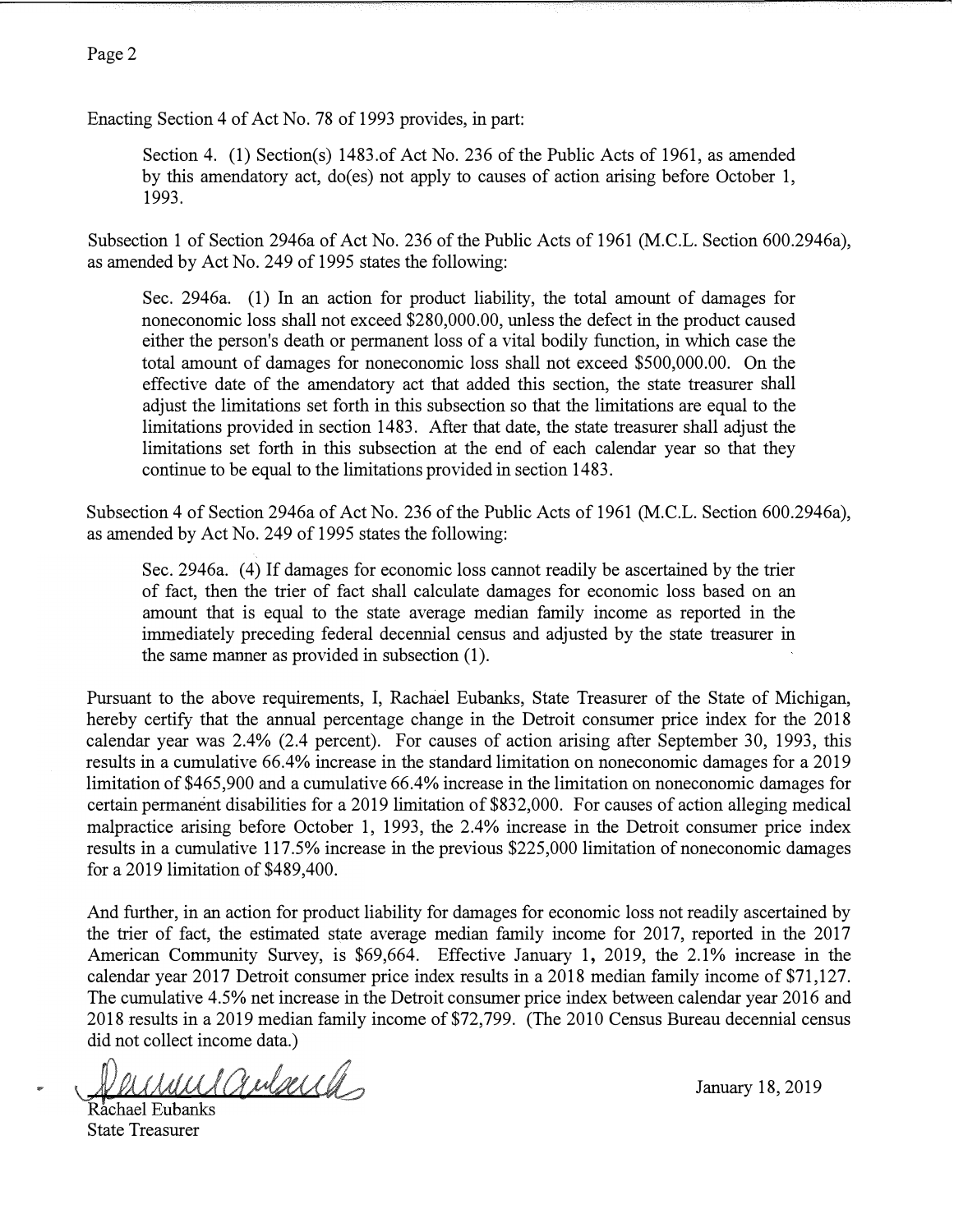Enacting Section 4 of Act No. 78 of 1993 provides, in part:

> Section 4. (1) Section(s) 1483.of Act No. 236 of the Public Acts of 1961, as amended by this amendatory act, do(es) not apply to causes of action arising before October 1, 1993.

Subsection 1 of Section 2946a of Act No. 236 of the Public Acts of 1961 (M.C.L. Section 600.2946a), as amended by Act No. 249 of 1995 states the following:

> Sec. 2946a. (1) In an action for product liability, the total amount of damages for noneconomic loss shall not exceed $280,000.00, unless the defect in the product caused either the person's death or permanent loss of a vital bodily function, in which case the total amount of damages for noneconomic loss shall not exceed $500,000.00. On the effective date of the amendatory act that added this section, the state treasurer shall adjust the limitations set forth in this subsection so that the limitations are equal to the limitations provided in section 1483. After that date, the state treasurer shall adjust the limitations set forth in this subsection at the end of each calendar year so that they continue to be equal to the limitations provided in section 1483.

Subsection 4 of Section 2946a of Act No. 236 of the Public Acts of 1961 (M.C.L. Section 600.2946a), as amended by Act No. 249 of 1995 states the following:

> Sec. 2946a. (4) If damages for economic loss cannot readily be ascertained by the trier of fact, then the trier of fact shall calculate damages for economic loss based on an amount that is equal to the state average median family income as reported in the immediately preceding federal decennial census and adjusted by the state treasurer in the same manner as provided in subsection (1).

Pursuant to the above requirements, I, Rachael Eubanks, State Treasurer of the State of Michigan, hereby certify that the annual percentage change in the Detroit consumer price index for the 2018 calendar year was 2.4% (2.4 percent). For causes of action arising after September 30, 1993, this results in a cumulative 66.4% increase in the standard limitation on noneconomic damages for a 2019 limitation of $465,900 and a cumulative 66.4% increase in the limitation on noneconomic damages for certain permanent disabilities for a 2019 limitation of $832,000. For causes of action alleging medical malpractice arising before October 1, 1993, the 2.4% increase in the Detroit consumer price index results in a cumulative 117.5% increase in the previous $225,000 limitation of noneconomic damages for a 2019 limitation of $489,400.

And further, in an action for product liability for damages for economic loss not readily ascertained by the trier of fact, the estimated state average median family income for 2017, reported in the 2017 American Community Survey, is $69,664. Effective January 1, 2019, the 2.1% increase in the calendar year 2017 Detroit consumer price index results in a 2018 median family income of $71,127. The cumulative 4.5% net increase in the Detroit consumer price index between calendar year 2016 and 2018 results in a 2019 median family income of $72,799. (The 2010 Census Bureau decennial census did not collect income data.)

Rachael Eubanks
State Treasurer

January 18, 2019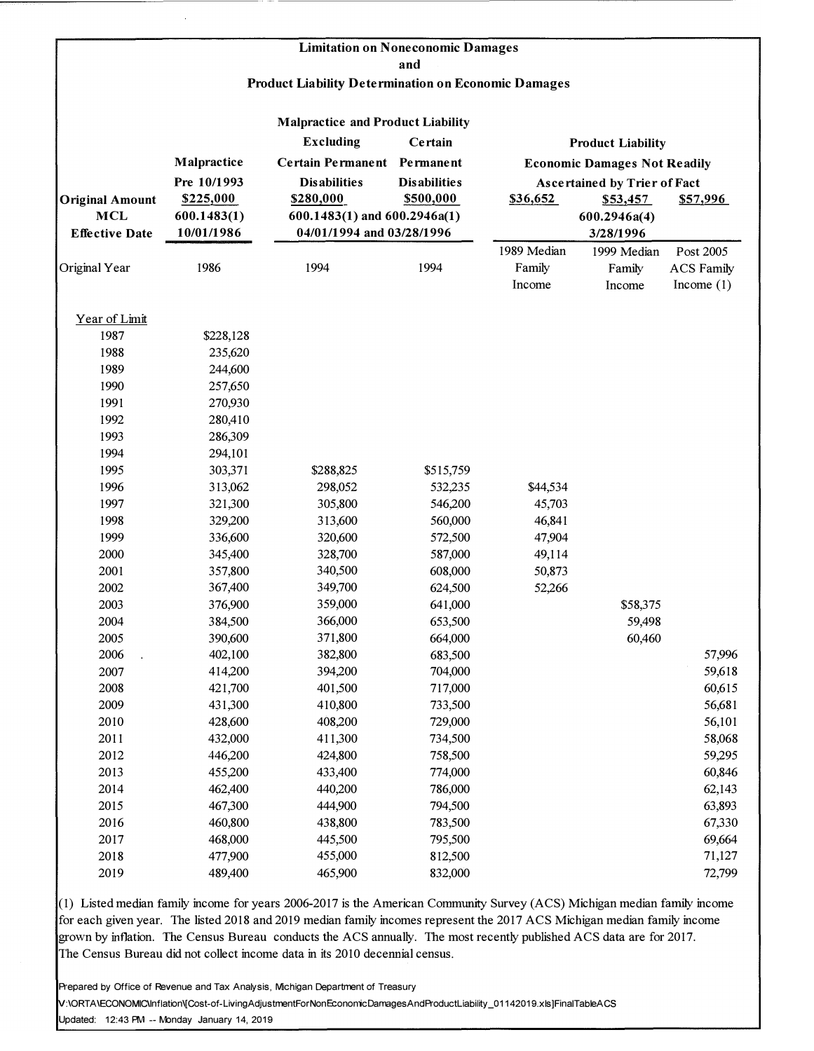# Limitation on Noneconomic Damages
# and
# Product Liability Determination on Economic Damages

| | Malpractice | Malpractice and Product Liability Excluding Certain Permanent Disabilities | Malpractice and Product Liability Certain Permanent Disabilities | Product Liability Economic Damages Not Readily Ascertained by Trier of Fact | | |
|---|---|---|---|---|---|---|
| | Pre 10/1993 | | | | | |
| **Original Amount** | $225,000 | $280,000 | $500,000 | $36,652 | $53,457 | $57,996 |
| **MCL** | 600.1483(1) | 600.1483(1) and 600.2946a(1) | | 600.2946a(4) | | |
| **Effective Date** | 10/01/1986 | 04/01/1994 and 03/28/1996 | | 3/28/1996 | | |
| Original Year | 1986 | 1994 | 1994 | 1989 Median Family Income | 1999 Median Family Income | Post 2005 ACS Family Income (1) |
| Year of Limit | | | | | | |
| 1987 | $228,128 | | | | | |
| 1988 | 235,620 | | | | | |
| 1989 | 244,600 | | | | | |
| 1990 | 257,650 | | | | | |
| 1991 | 270,930 | | | | | |
| 1992 | 280,410 | | | | | |
| 1993 | 286,309 | | | | | |
| 1994 | 294,101 | | | | | |
| 1995 | 303,371 | $288,825 | $515,759 | | | |
| 1996 | 313,062 | 298,052 | 532,235 | $44,534 | | |
| 1997 | 321,300 | 305,800 | 546,200 | 45,703 | | |
| 1998 | 329,200 | 313,600 | 560,000 | 46,841 | | |
| 1999 | 336,600 | 320,600 | 572,500 | 47,904 | | |
| 2000 | 345,400 | 328,700 | 587,000 | 49,114 | | |
| 2001 | 357,800 | 340,500 | 608,000 | 50,873 | | |
| 2002 | 367,400 | 349,700 | 624,500 | 52,266 | | |
| 2003 | 376,900 | 359,000 | 641,000 | | $58,375 | |
| 2004 | 384,500 | 366,000 | 653,500 | | 59,498 | |
| 2005 | 390,600 | 371,800 | 664,000 | | 60,460 | |
| 2006 | 402,100 | 382,800 | 683,500 | | | 57,996 |
| 2007 | 414,200 | 394,200 | 704,000 | | | 59,618 |
| 2008 | 421,700 | 401,500 | 717,000 | | | 60,615 |
| 2009 | 431,300 | 410,800 | 733,500 | | | 56,681 |
| 2010 | 428,600 | 408,200 | 729,000 | | | 56,101 |
| 2011 | 432,000 | 411,300 | 734,500 | | | 58,068 |
| 2012 | 446,200 | 424,800 | 758,500 | | | 59,295 |
| 2013 | 455,200 | 433,400 | 774,000 | | | 60,846 |
| 2014 | 462,400 | 440,200 | 786,000 | | | 62,143 |
| 2015 | 467,300 | 444,900 | 794,500 | | | 63,893 |
| 2016 | 460,800 | 438,800 | 783,500 | | | 67,330 |
| 2017 | 468,000 | 445,500 | 795,500 | | | 69,664 |
| 2018 | 477,900 | 455,000 | 812,500 | | | 71,127 |
| 2019 | 489,400 | 465,900 | 832,000 | | | 72,799 |

(1) Listed median family income for years 2006-2017 is the American Community Survey (ACS) Michigan median family income for each given year. The listed 2018 and 2019 median family incomes represent the 2017 ACS Michigan median family income grown by inflation. The Census Bureau conducts the ACS annually. The most recently published ACS data are for 2017. The Census Bureau did not collect income data in its 2010 decennial census.

Prepared by Office of Revenue and Tax Analysis, Michigan Department of Treasury

V:\ORTA\ECONOMIC\Inflation\[Cost-of-LivingAdjustmentForNonEconomicDamagesAndProductLiability_01142019.xls]FinalTableACS

Updated: 12:43 PM -- Monday January 14, 2019